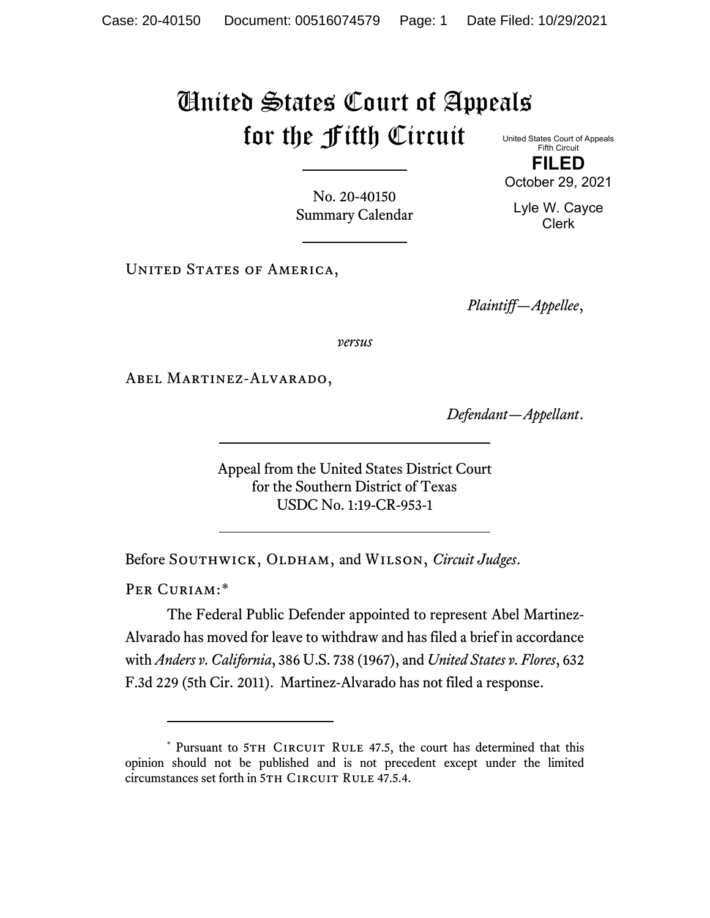# United States Court of Appeals for the Fifth Circuit

United States Court of Appeals
Fifth Circuit

**FILED**

October 29, 2021

Lyle W. Cayce
Clerk

No. 20-40150
Summary Calendar

United States of America,

*Plaintiff—Appellee*,

*versus*

Abel Martinez-Alvarado,

*Defendant—Appellant*.

Appeal from the United States District Court
for the Southern District of Texas
USDC No. 1:19-CR-953-1

Before Southwick, Oldham, and Wilson, *Circuit Judges*.

Per Curiam:*

The Federal Public Defender appointed to represent Abel Martinez-Alvarado has moved for leave to withdraw and has filed a brief in accordance with *Anders v. California*, 386 U.S. 738 (1967), and *United States v. Flores*, 632 F.3d 229 (5th Cir. 2011). Martinez-Alvarado has not filed a response.

---

* Pursuant to 5th Circuit Rule 47.5, the court has determined that this opinion should not be published and is not precedent except under the limited circumstances set forth in 5th Circuit Rule 47.5.4.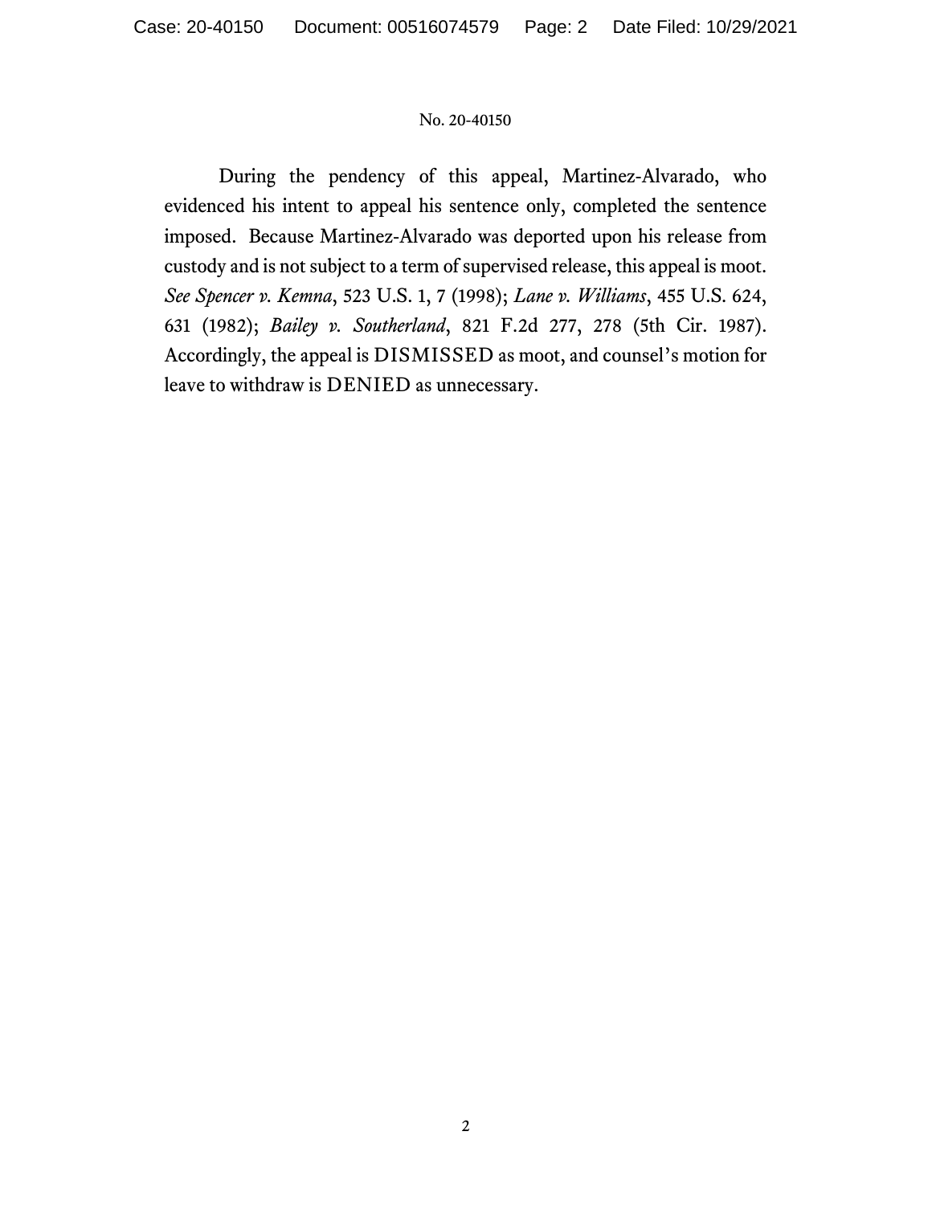During the pendency of this appeal, Martinez-Alvarado, who evidenced his intent to appeal his sentence only, completed the sentence imposed. Because Martinez-Alvarado was deported upon his release from custody and is not subject to a term of supervised release, this appeal is moot. *See Spencer v. Kemna*, 523 U.S. 1, 7 (1998); *Lane v. Williams*, 455 U.S. 624, 631 (1982); *Bailey v. Southerland*, 821 F.2d 277, 278 (5th Cir. 1987). Accordingly, the appeal is DISMISSED as moot, and counsel's motion for leave to withdraw is DENIED as unnecessary.